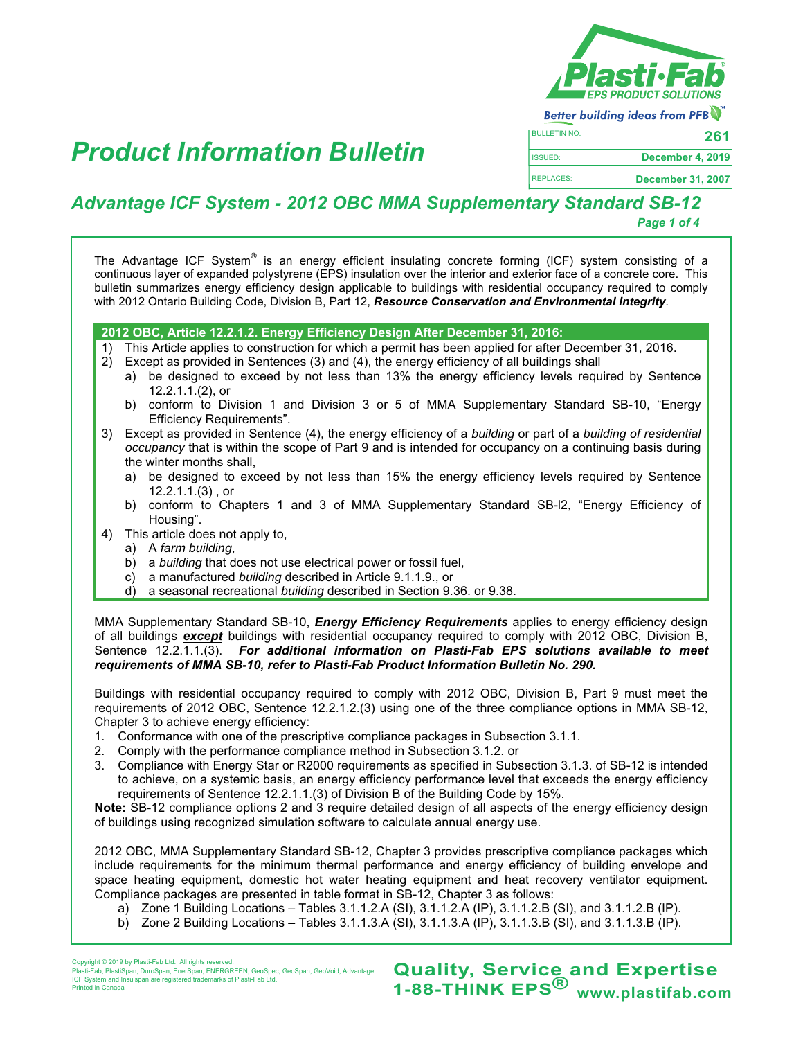Plasti·Fab
EPS PRODUCT SOLUTIONS

Better building ideas from PFB™

# Product Information Bulletin

| BULLETIN NO. | 261 |
| --- | --- |
| ISSUED: | December 4, 2019 |
| REPLACES: | December 31, 2007 |

## Advantage ICF System - 2012 OBC MMA Supplementary Standard SB-12

The Advantage ICF System® is an energy efficient insulating concrete forming (ICF) system consisting of a continuous layer of expanded polystyrene (EPS) insulation over the interior and exterior face of a concrete core. This bulletin summarizes energy efficiency design applicable to buildings with residential occupancy required to comply with 2012 Ontario Building Code, Division B, Part 12, ***Resource Conservation and Environmental Integrity***.

**2012 OBC, Article 12.2.1.2. Energy Efficiency Design After December 31, 2016:**

1) This Article applies to construction for which a permit has been applied for after December 31, 2016.
2) Except as provided in Sentences (3) and (4), the energy efficiency of all buildings shall
   a) be designed to exceed by not less than 13% the energy efficiency levels required by Sentence 12.2.1.1.(2), or
   b) conform to Division 1 and Division 3 or 5 of MMA Supplementary Standard SB-10, "Energy Efficiency Requirements".
3) Except as provided in Sentence (4), the energy efficiency of a *building* or part of a *building of residential occupancy* that is within the scope of Part 9 and is intended for occupancy on a continuing basis during the winter months shall,
   a) be designed to exceed by not less than 15% the energy efficiency levels required by Sentence 12.2.1.1.(3) , or
   b) conform to Chapters 1 and 3 of MMA Supplementary Standard SB-l2, "Energy Efficiency of Housing".
4) This article does not apply to,
   a) A *farm building*,
   b) a *building* that does not use electrical power or fossil fuel,
   c) a manufactured *building* described in Article 9.1.1.9., or
   d) a seasonal recreational *building* described in Section 9.36. or 9.38.

MMA Supplementary Standard SB-10, ***Energy Efficiency Requirements*** applies to energy efficiency design of all buildings ***except*** buildings with residential occupancy required to comply with 2012 OBC, Division B, Sentence 12.2.1.1.(3). ***For additional information on Plasti-Fab EPS solutions available to meet requirements of MMA SB-10, refer to Plasti-Fab Product Information Bulletin No. 290.***

Buildings with residential occupancy required to comply with 2012 OBC, Division B, Part 9 must meet the requirements of 2012 OBC, Sentence 12.2.1.2.(3) using one of the three compliance options in MMA SB-12, Chapter 3 to achieve energy efficiency:

1. Conformance with one of the prescriptive compliance packages in Subsection 3.1.1.
2. Comply with the performance compliance method in Subsection 3.1.2. or
3. Compliance with Energy Star or R2000 requirements as specified in Subsection 3.1.3. of SB-12 is intended to achieve, on a systemic basis, an energy efficiency performance level that exceeds the energy efficiency requirements of Sentence 12.2.1.1.(3) of Division B of the Building Code by 15%.

**Note:** SB-12 compliance options 2 and 3 require detailed design of all aspects of the energy efficiency design of buildings using recognized simulation software to calculate annual energy use.

2012 OBC, MMA Supplementary Standard SB-12, Chapter 3 provides prescriptive compliance packages which include requirements for the minimum thermal performance and energy efficiency of building envelope and space heating equipment, domestic hot water heating equipment and heat recovery ventilator equipment. Compliance packages are presented in table format in SB-12, Chapter 3 as follows:

a) Zone 1 Building Locations – Tables 3.1.1.2.A (SI), 3.1.1.2.A (IP), 3.1.1.2.B (SI), and 3.1.1.2.B (IP).
b) Zone 2 Building Locations – Tables 3.1.1.3.A (SI), 3.1.1.3.A (IP), 3.1.1.3.B (SI), and 3.1.1.3.B (IP).

Copyright © 2019 by Plasti-Fab Ltd. All rights reserved.
Plasti-Fab, PlastiSpan, DuroSpan, EnerSpan, ENERGREEN, GeoSpec, GeoSpan, GeoVoid, Advantage ICF System and Insulspan are registered trademarks of Plasti-Fab Ltd.
Printed in Canada

**Quality, Service and Expertise**
**1-88-THINK EPS®** www.plastifab.com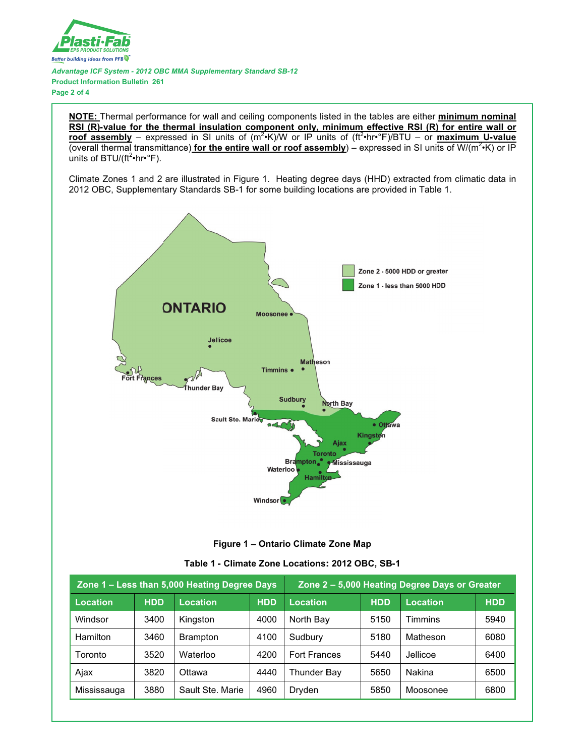**NOTE:** Thermal performance for wall and ceiling components listed in the tables are either **minimum nominal RSI (R)-value for the thermal insulation component only, minimum effective RSI (R) for entire wall or roof assembly** – expressed in SI units of ($m^2$•K)/W or IP units of ($ft^2$•hr•°F)/BTU – or **maximum U-value** (overall thermal transmittance) **for the entire wall or roof assembly**) – expressed in SI units of W/($m^2$•K) or IP units of BTU/($ft^2$•hr•°F).

Climate Zones 1 and 2 are illustrated in Figure 1. Heating degree days (HHD) extracted from climatic data in 2012 OBC, Supplementary Standards SB-1 for some building locations are provided in Table 1.

**Figure 1 – Ontario Climate Zone Map**

**Table 1 - Climate Zone Locations: 2012 OBC, SB-1**

| Zone 1 – Less than 5,000 Heating Degree Days | | | | Zone 2 – 5,000 Heating Degree Days or Greater | | | |
|---|---|---|---|---|---|---|---|
| **Location** | **HDD** | **Location** | **HDD** | **Location** | **HDD** | **Location** | **HDD** |
| Windsor | 3400 | Kingston | 4000 | North Bay | 5150 | Timmins | 5940 |
| Hamilton | 3460 | Brampton | 4100 | Sudbury | 5180 | Matheson | 6080 |
| Toronto | 3520 | Waterloo | 4200 | Fort Frances | 5440 | Jellicoe | 6400 |
| Ajax | 3820 | Ottawa | 4440 | Thunder Bay | 5650 | Nakina | 6500 |
| Mississauga | 3880 | Sault Ste. Marie | 4960 | Dryden | 5850 | Moosonee | 6800 |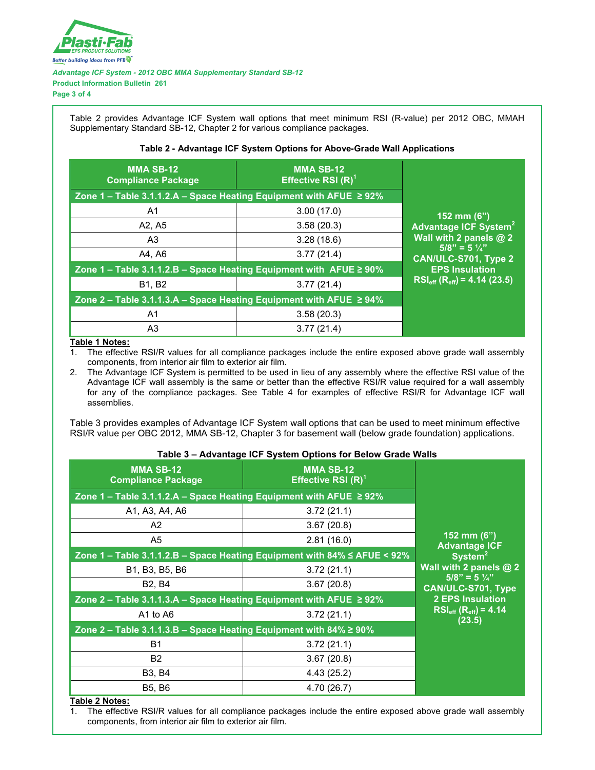Table 2 provides Advantage ICF System wall options that meet minimum RSI (R-value) per 2012 OBC, MMAH Supplementary Standard SB-12, Chapter 2 for various compliance packages.

**Table 2 - Advantage ICF System Options for Above-Grade Wall Applications**

| MMA SB-12 Compliance Package | MMA SB-12 Effective RSI (R)[1] | |
|---|---|---|
| **Zone 1 – Table 3.1.1.2.A – Space Heating Equipment with AFUE ≥ 92%** | | **152 mm (6") Advantage ICF System[2] Wall with 2 panels @ 2 5/8" = 5 ¼" CAN/ULC-S701, Type 2 EPS Insulation $RSI_{eff}$ ($R_{eff}$) = 4.14 (23.5)** |
| A1 | 3.00 (17.0) | |
| A2, A5 | 3.58 (20.3) | |
| A3 | 3.28 (18.6) | |
| A4, A6 | 3.77 (21.4) | |
| **Zone 1 – Table 3.1.1.2.B – Space Heating Equipment with AFUE ≥ 90%** | | |
| B1, B2 | 3.77 (21.4) | |
| **Zone 2 – Table 3.1.1.3.A – Space Heating Equipment with AFUE ≥ 94%** | | |
| A1 | 3.58 (20.3) | |
| A3 | 3.77 (21.4) | |

**Table 1 Notes:**

1. The effective RSI/R values for all compliance packages include the entire exposed above grade wall assembly components, from interior air film to exterior air film.
2. The Advantage ICF System is permitted to be used in lieu of any assembly where the effective RSI value of the Advantage ICF wall assembly is the same or better than the effective RSI/R value required for a wall assembly for any of the compliance packages. See Table 4 for examples of effective RSI/R for Advantage ICF wall assemblies.

Table 3 provides examples of Advantage ICF System wall options that can be used to meet minimum effective RSI/R value per OBC 2012, MMA SB-12, Chapter 3 for basement wall (below grade foundation) applications.

**Table 3 – Advantage ICF System Options for Below Grade Walls**

| MMA SB-12 Compliance Package | MMA SB-12 Effective RSI (R)[1] | |
|---|---|---|
| **Zone 1 – Table 3.1.1.2.A – Space Heating Equipment with AFUE ≥ 92%** | | **152 mm (6") Advantage ICF System[2] Wall with 2 panels @ 2 5/8" = 5 ¼" CAN/ULC-S701, Type 2 EPS Insulation $RSI_{eff}$ ($R_{eff}$) = 4.14 (23.5)** |
| A1, A3, A4, A6 | 3.72 (21.1) | |
| A2 | 3.67 (20.8) | |
| A5 | 2.81 (16.0) | |
| **Zone 1 – Table 3.1.1.2.B – Space Heating Equipment with 84% ≤ AFUE < 92%** | | |
| B1, B3, B5, B6 | 3.72 (21.1) | |
| B2, B4 | 3.67 (20.8) | |
| **Zone 2 – Table 3.1.1.3.A – Space Heating Equipment with AFUE ≥ 92%** | | |
| A1 to A6 | 3.72 (21.1) | |
| **Zone 2 – Table 3.1.1.3.B – Space Heating Equipment with 84% ≥ 90%** | | |
| B1 | 3.72 (21.1) | |
| B2 | 3.67 (20.8) | |
| B3, B4 | 4.43 (25.2) | |
| B5, B6 | 4.70 (26.7) | |

**Table 2 Notes:**

1. The effective RSI/R values for all compliance packages include the entire exposed above grade wall assembly components, from interior air film to exterior air film.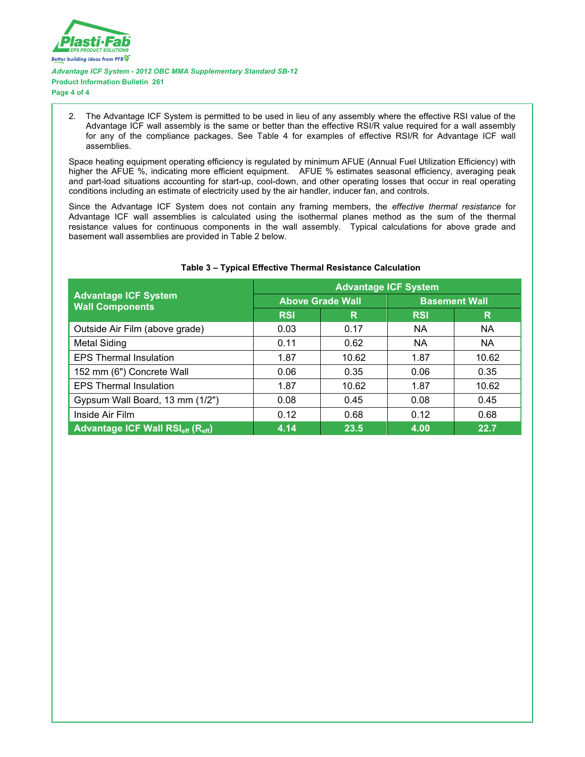2. The Advantage ICF System is permitted to be used in lieu of any assembly where the effective RSI value of the Advantage ICF wall assembly is the same or better than the effective RSI/R value required for a wall assembly for any of the compliance packages. See Table 4 for examples of effective RSI/R for Advantage ICF wall assemblies.

Space heating equipment operating efficiency is regulated by minimum AFUE (Annual Fuel Utilization Efficiency) with higher the AFUE %, indicating more efficient equipment. AFUE % estimates seasonal efficiency, averaging peak and part-load situations accounting for start-up, cool-down, and other operating losses that occur in real operating conditions including an estimate of electricity used by the air handler, inducer fan, and controls.

Since the Advantage ICF System does not contain any framing members, the *effective thermal resistance* for Advantage ICF wall assemblies is calculated using the isothermal planes method as the sum of the thermal resistance values for continuous components in the wall assembly. Typical calculations for above grade and basement wall assemblies are provided in Table 2 below.

**Table 3 – Typical Effective Thermal Resistance Calculation**

| Advantage ICF System Wall Components | Advantage ICF System | | | |
|---|---|---|---|---|
| | Above Grade Wall | | Basement Wall | |
| | RSI | R | RSI | R |
| Outside Air Film (above grade) | 0.03 | 0.17 | NA | NA |
| Metal Siding | 0.11 | 0.62 | NA | NA |
| EPS Thermal Insulation | 1.87 | 10.62 | 1.87 | 10.62 |
| 152 mm (6") Concrete Wall | 0.06 | 0.35 | 0.06 | 0.35 |
| EPS Thermal Insulation | 1.87 | 10.62 | 1.87 | 10.62 |
| Gypsum Wall Board, 13 mm (1/2") | 0.08 | 0.45 | 0.08 | 0.45 |
| Inside Air Film | 0.12 | 0.68 | 0.12 | 0.68 |
| **Advantage ICF Wall $RSI_{eff}$ ($R_{eff}$)** | **4.14** | **23.5** | **4.00** | **22.7** |